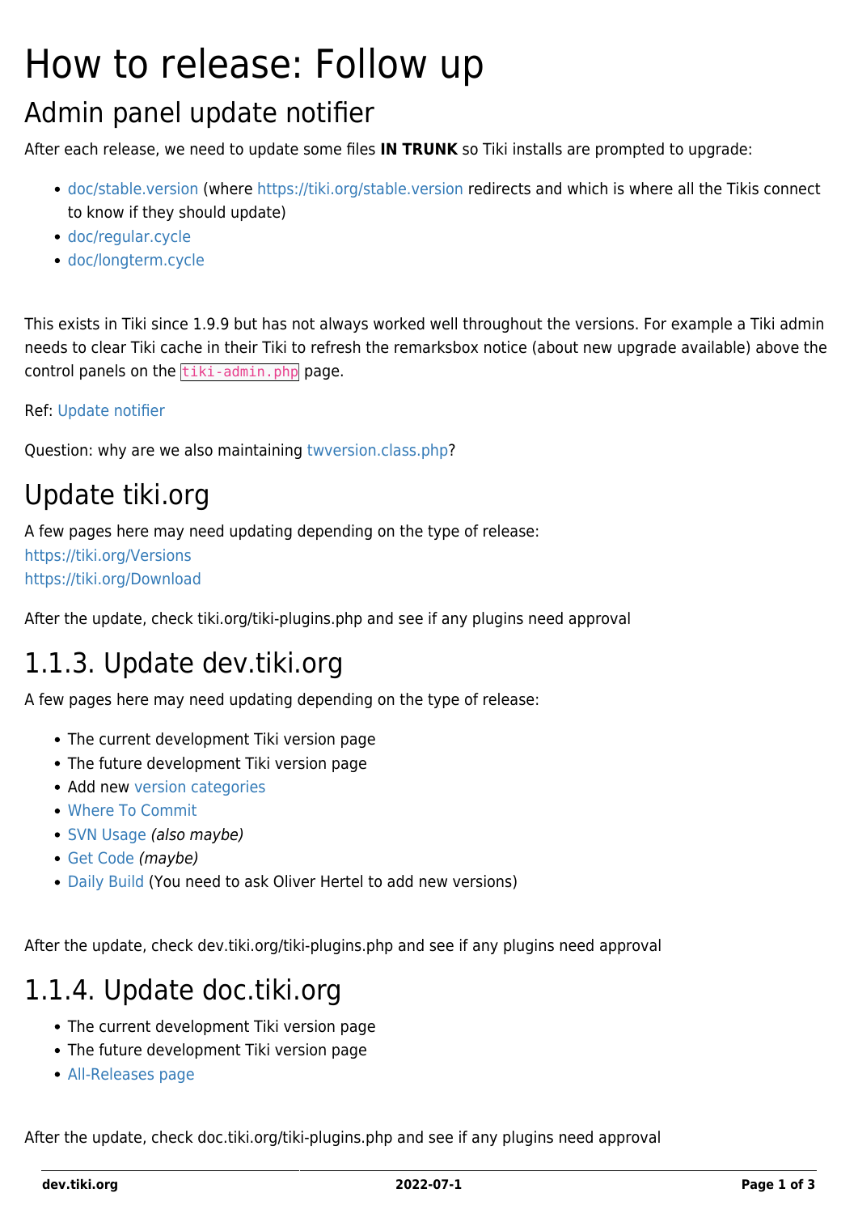# How to release: Follow up

## Admin panel update notifier

After each release, we need to update some files **IN TRUNK** so Tiki installs are prompted to upgrade:

- doc/stable.version (where https://tiki.org/stable.version redirects and which is where all the Tikis connect to know if they should update)
- doc/regular.cycle
- doc/longterm.cycle

This exists in Tiki since 1.9.9 but has not always worked well throughout the versions. For example a Tiki admin needs to clear Tiki cache in their Tiki to refresh the remarksbox notice (about new upgrade available) above the control panels on the `tiki-admin.php` page.

Ref: Update notifier

Question: why are we also maintaining twversion.class.php?

## Update tiki.org

A few pages here may need updating depending on the type of release:
https://tiki.org/Versions
https://tiki.org/Download

After the update, check tiki.org/tiki-plugins.php and see if any plugins need approval

## 1.1.3. Update dev.tiki.org

A few pages here may need updating depending on the type of release:

- The current development Tiki version page
- The future development Tiki version page
- Add new version categories
- Where To Commit
- SVN Usage *(also maybe)*
- Get Code *(maybe)*
- Daily Build (You need to ask Oliver Hertel to add new versions)

After the update, check dev.tiki.org/tiki-plugins.php and see if any plugins need approval

## 1.1.4. Update doc.tiki.org

- The current development Tiki version page
- The future development Tiki version page
- All-Releases page

After the update, check doc.tiki.org/tiki-plugins.php and see if any plugins need approval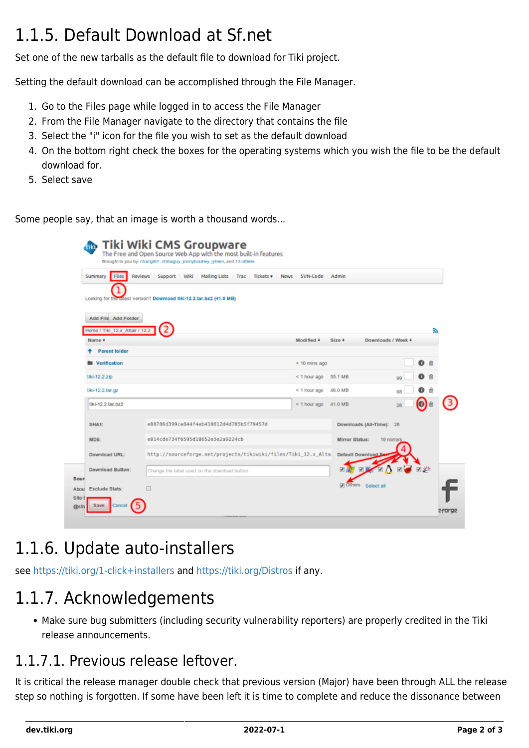## 1.1.5. Default Download at Sf.net

Set one of the new tarballs as the default file to download for Tiki project.

Setting the default download can be accomplished through the File Manager.

1. Go to the Files page while logged in to access the File Manager
2. From the File Manager navigate to the directory that contains the file
3. Select the "i" icon for the file you wish to set as the default download
4. On the bottom right check the boxes for the operating systems which you wish the file to be the default download for.
5. Select save

Some people say, that an image is worth a thousand words...

## 1.1.6. Update auto-installers

see https://tiki.org/1-click+installers and https://tiki.org/Distros if any.

## 1.1.7. Acknowledgements

- Make sure bug submitters (including security vulnerability reporters) are properly credited in the Tiki release announcements.

### 1.1.7.1. Previous release leftover.

It is critical the release manager double check that previous version (Major) have been through ALL the release step so nothing is forgotten. If some have been left it is time to complete and reduce the dissonance between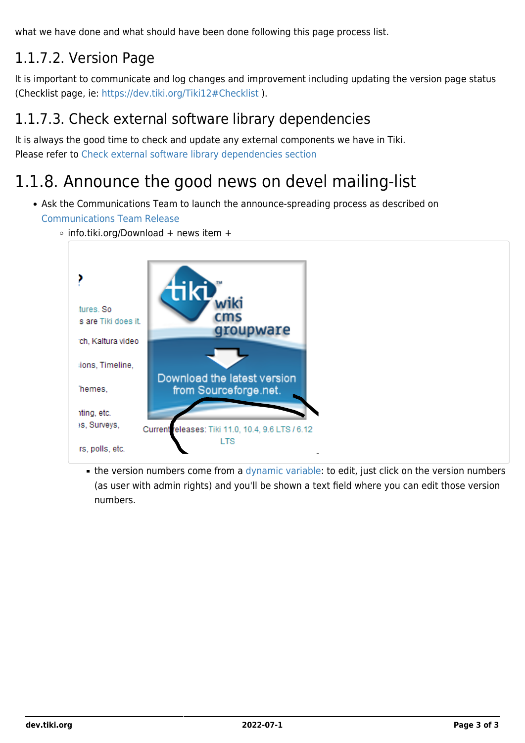what we have done and what should have been done following this page process list.

### 1.1.7.2. Version Page

It is important to communicate and log changes and improvement including updating the version page status (Checklist page, ie: https://dev.tiki.org/Tiki12#Checklist ).

### 1.1.7.3. Check external software library dependencies

It is always the good time to check and update any external components we have in Tiki.
Please refer to Check external software library dependencies section

## 1.1.8. Announce the good news on devel mailing-list

- Ask the Communications Team to launch the announce-spreading process as described on Communications Team Release
  - info.tiki.org/Download + news item +
    - the version numbers come from a dynamic variable: to edit, just click on the version numbers (as user with admin rights) and you'll be shown a text field where you can edit those version numbers.